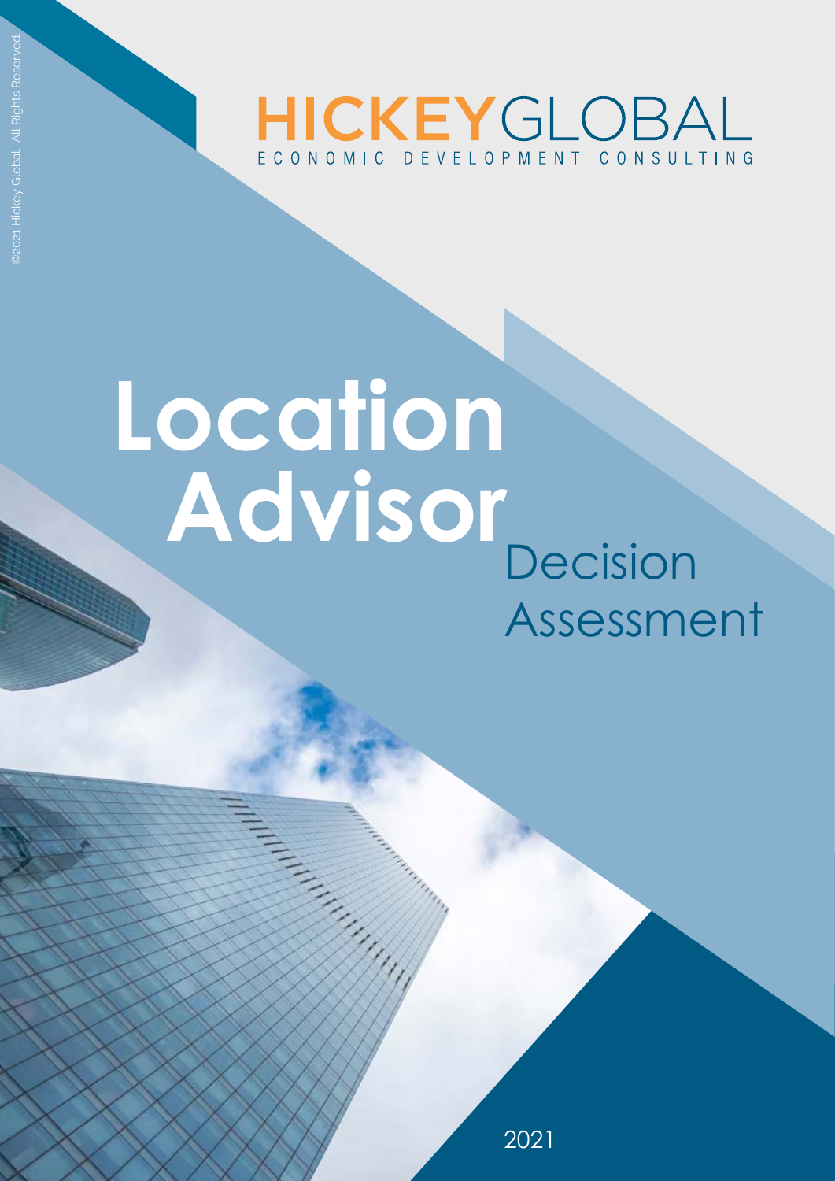HICKEYGLOBAL

ECONOMIC DEVELOPMENT CONSULTING

# Location Advisor

## Decision Assessment

2021

©2021 Hickey Global. All Rights Reserved.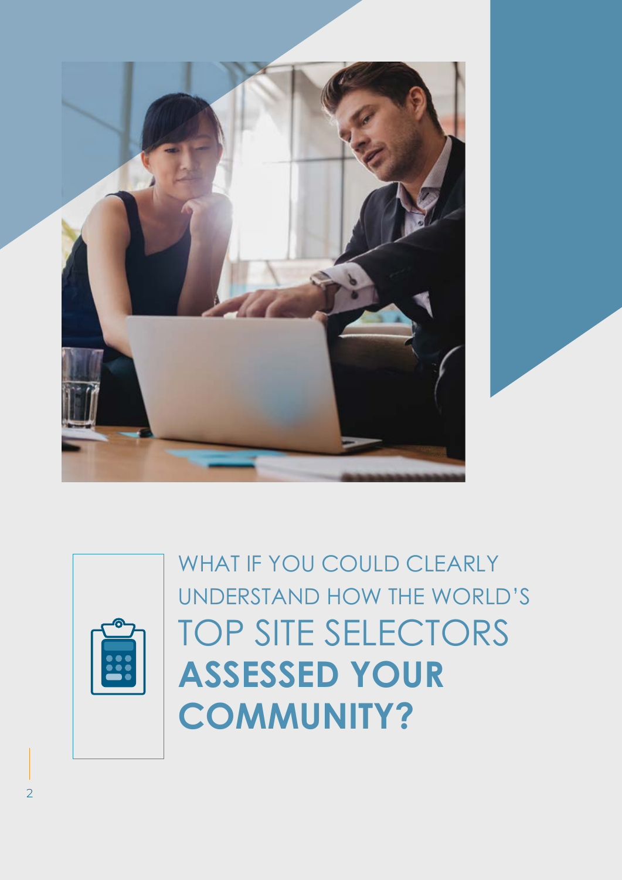WHAT IF YOU COULD CLEARLY UNDERSTAND HOW THE WORLD'S TOP SITE SELECTORS **ASSESSED YOUR COMMUNITY?**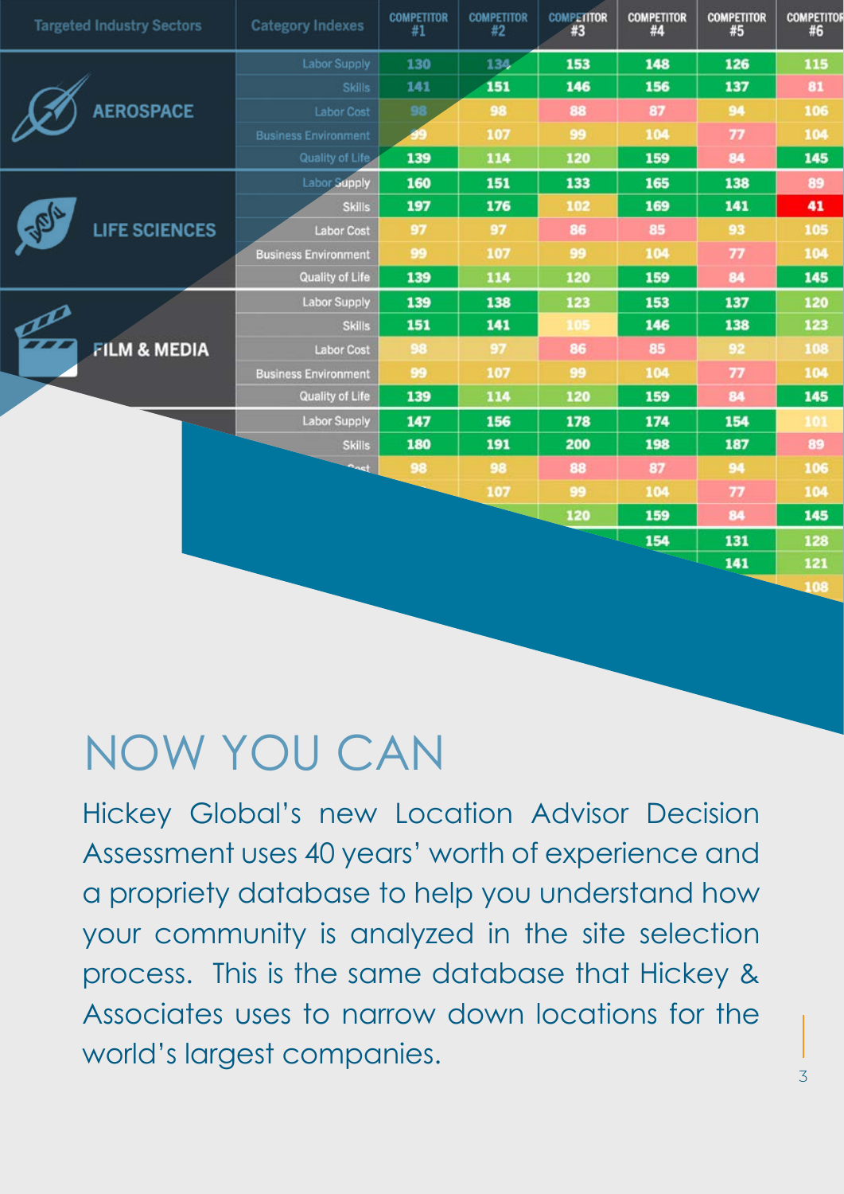| Targeted Industry Sectors | Category Indexes | COMPETITOR #1 | COMPETITOR #2 | COMPETITOR #3 | COMPETITOR #4 | COMPETITOR #5 | COMPETITOR #6 |
|---|---|---|---|---|---|---|---|
| AEROSPACE | Labor Supply | 130 | 134 | 153 | 148 | 126 | 115 |
| | Skills | 141 | 151 | 146 | 156 | 137 | 81 |
| | Labor Cost | 98 | 98 | 88 | 87 | 94 | 106 |
| | Business Environment | 99 | 107 | 99 | 104 | 77 | 104 |
| | Quality of Life | 139 | 114 | 120 | 159 | 84 | 145 |
| LIFE SCIENCES | Labor Supply | 160 | 151 | 133 | 165 | 138 | 89 |
| | Skills | 197 | 176 | 102 | 169 | 141 | 41 |
| | Labor Cost | 97 | 97 | 86 | 85 | 93 | 105 |
| | Business Environment | 99 | 107 | 99 | 104 | 77 | 104 |
| | Quality of Life | 139 | 114 | 120 | 159 | 84 | 145 |
| FILM & MEDIA | Labor Supply | 139 | 138 | 123 | 153 | 137 | 120 |
| | Skills | 151 | 141 | 105 | 146 | 138 | 123 |
| | Labor Cost | 98 | 97 | 86 | 85 | 92 | 108 |
| | Business Environment | 99 | 107 | 99 | 104 | 77 | 104 |
| | Quality of Life | 139 | 114 | 120 | 159 | 84 | 145 |
| | Labor Supply | 147 | 156 | 178 | 174 | 154 | 101 |
| | Skills | 180 | 191 | 200 | 198 | 187 | 89 |
| | ...Cost | 98 | 98 | 88 | 87 | 94 | 106 |
| | | | 107 | 99 | 104 | 77 | 104 |
| | | | | 120 | 159 | 84 | 145 |
| | | | | | 154 | 131 | 128 |
| | | | | | | 141 | 121 |
| | | | | | | | 108 |

# NOW YOU CAN

Hickey Global's new Location Advisor Decision Assessment uses 40 years' worth of experience and a propriety database to help you understand how your community is analyzed in the site selection process. This is the same database that Hickey & Associates uses to narrow down locations for the world's largest companies.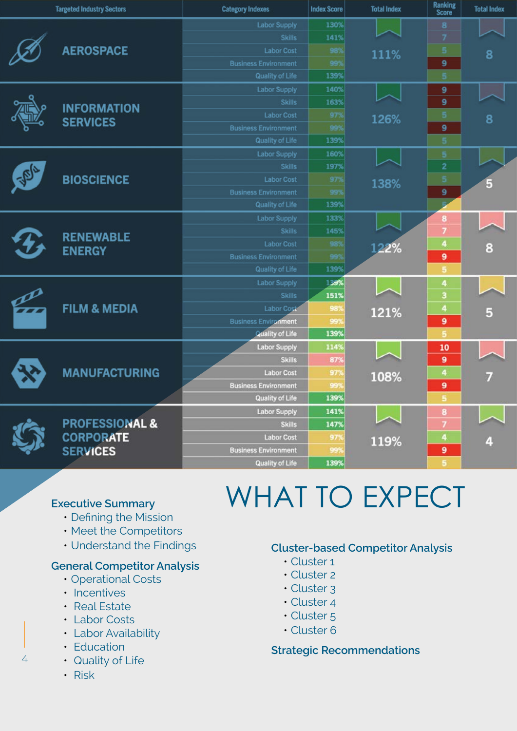| Targeted Industry Sectors | Category Indexes | Index Score | Total Index | Ranking Score | Total Index |
|---|---|---|---|---|---|
| AEROSPACE | Labor Supply | 130% | 111% | 8 | 8 |
| | Skills | 141% | | 7 | |
| | Labor Cost | 98% | | 5 | |
| | Business Environment | 99% | | 9 | |
| | Quality of Life | 139% | | 5 | |
| INFORMATION SERVICES | Labor Supply | 140% | 126% | 9 | 8 |
| | Skills | 163% | | 9 | |
| | Labor Cost | 97% | | 5 | |
| | Business Environment | 99% | | 9 | |
| | Quality of Life | 139% | | 5 | |
| BIOSCIENCE | Labor Supply | 160% | 138% | 5 | 5 |
| | Skills | 197% | | 2 | |
| | Labor Cost | 97% | | 5 | |
| | Business Environment | 99% | | 9 | |
| | Quality of Life | 139% | | 5 | |
| RENEWABLE ENERGY | Labor Supply | 133% | 122% | 8 | 8 |
| | Skills | 145% | | 7 | |
| | Labor Cost | 98% | | 4 | |
| | Business Environment | 99% | | 9 | |
| | Quality of Life | 139% | | 5 | |
| FILM & MEDIA | Labor Supply | 139% | 121% | 4 | 5 |
| | Skills | 151% | | 3 | |
| | Labor Cost | 98% | | 4 | |
| | Business Environment | 99% | | 9 | |
| | Quality of Life | 139% | | 5 | |
| MANUFACTURING | Labor Supply | 114% | 108% | 10 | 7 |
| | Skills | 87% | | 9 | |
| | Labor Cost | 97% | | 4 | |
| | Business Environment | 99% | | 9 | |
| | Quality of Life | 139% | | 5 | |
| PROFESSIONAL & CORPORATE SERVICES | Labor Supply | 141% | 119% | 8 | 4 |
| | Skills | 147% | | 7 | |
| | Labor Cost | 97% | | 4 | |
| | Business Environment | 99% | | 9 | |
| | Quality of Life | 139% | | 5 | |

# WHAT TO EXPECT

**Executive Summary**
- Defining the Mission
- Meet the Competitors
- Understand the Findings

**General Competitor Analysis**
- Operational Costs
- Incentives
- Real Estate
- Labor Costs
- Labor Availability
- Education
- Quality of Life
- Risk

**Cluster-based Competitor Analysis**
- Cluster 1
- Cluster 2
- Cluster 3
- Cluster 4
- Cluster 5
- Cluster 6

**Strategic Recommendations**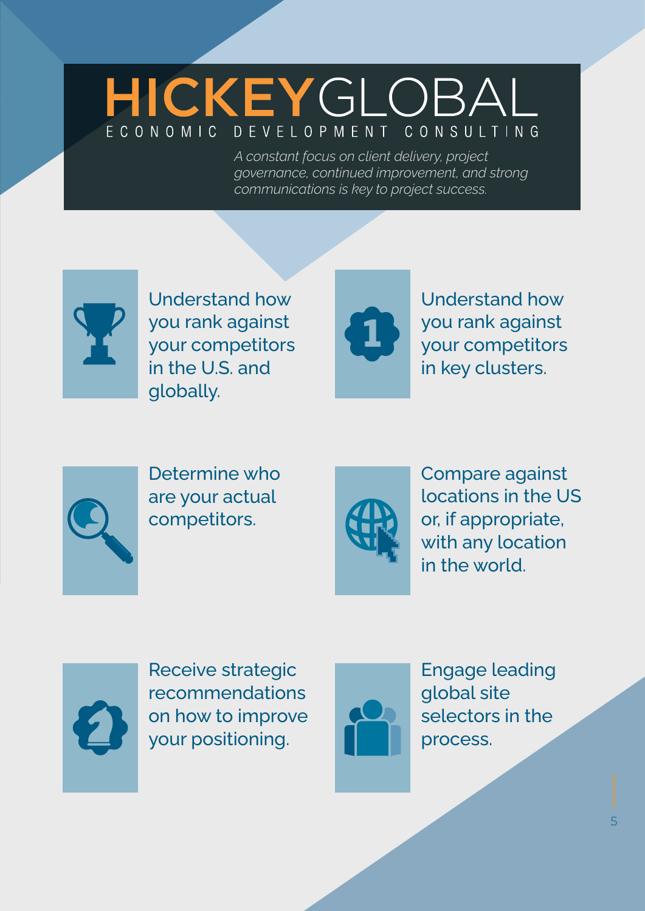# HICKEYGLOBAL

ECONOMIC DEVELOPMENT CONSULTING

*A constant focus on client delivery, project governance, continued improvement, and strong communications is key to project success.*

- Understand how you rank against your competitors in the U.S. and globally.
- Understand how you rank against your competitors in key clusters.
- Determine who are your actual competitors.
- Compare against locations in the US or, if appropriate, with any location in the world.
- Receive strategic recommendations on how to improve your positioning.
- Engage leading global site selectors in the process.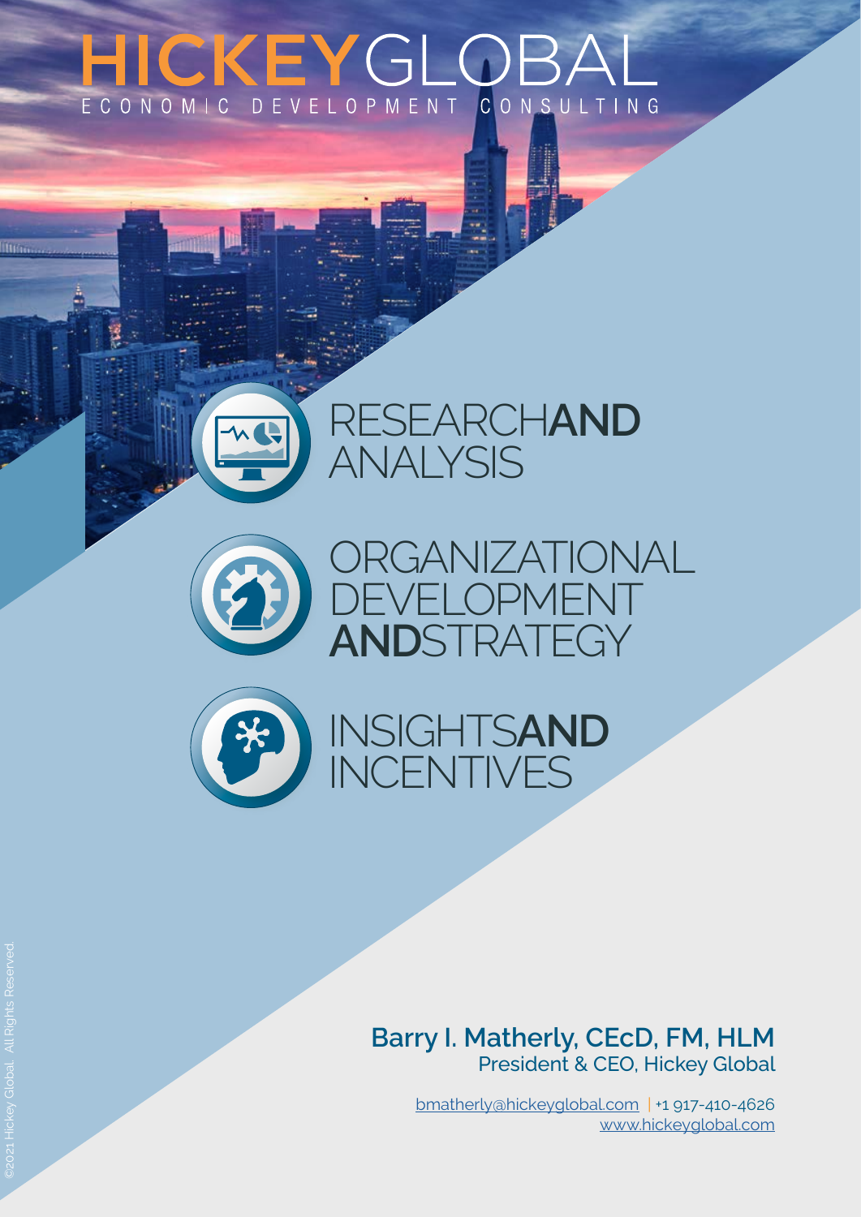# HICKEYGLOBAL

ECONOMIC DEVELOPMENT CONSULTING

## RESEARCH **AND** ANALYSIS

## ORGANIZATIONAL DEVELOPMENT **AND** STRATEGY

## INSIGHTS **AND** INCENTIVES

**Barry I. Matherly, CEcD, FM, HLM**
President & CEO, Hickey Global

bmatherly@hickeyglobal.com | +1 917-410-4626
www.hickeyglobal.com

©2021 Hickey Global. All Rights Reserved.